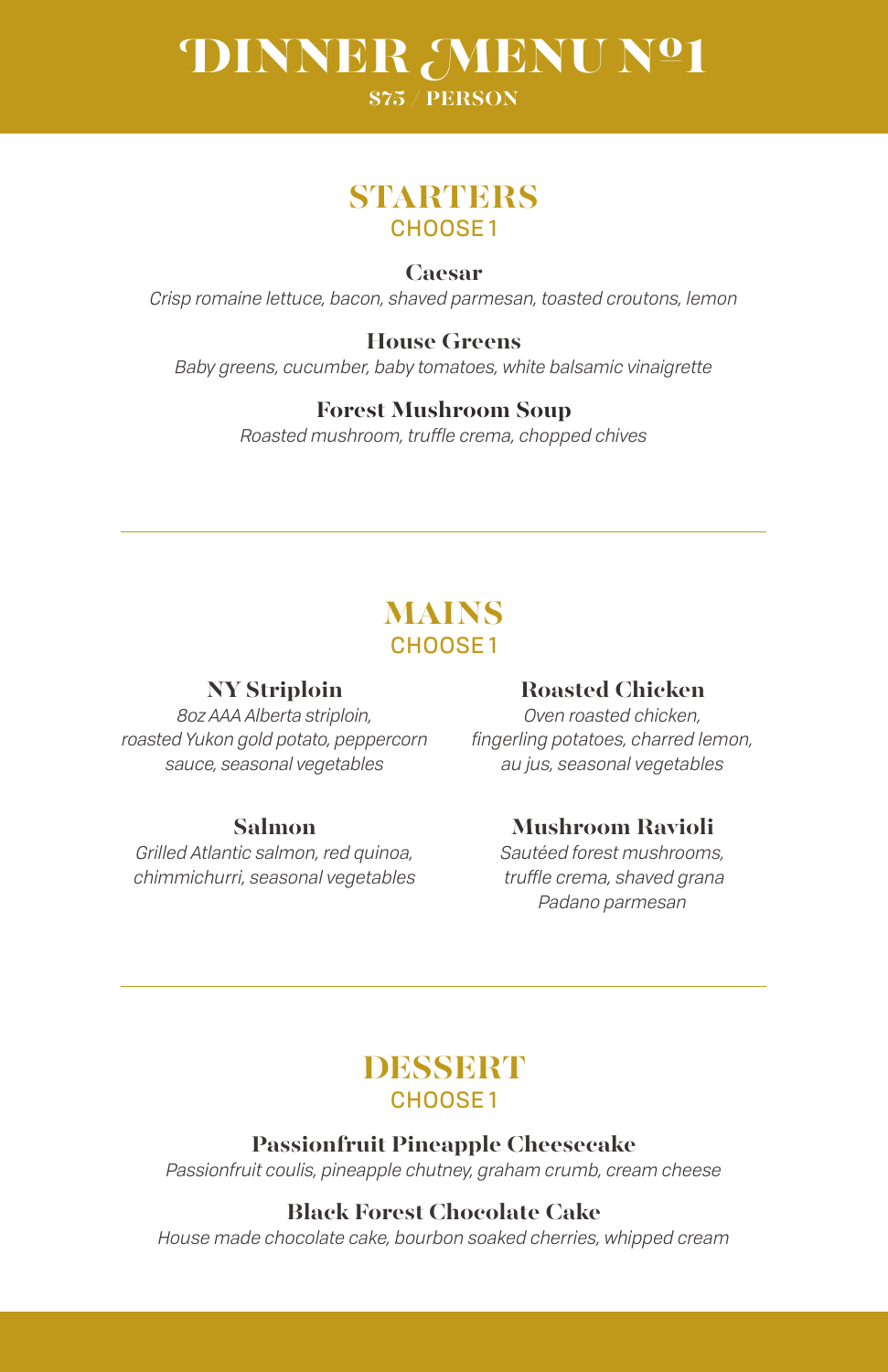# DINNER MENU Nº1

**$75 / PERSON**

## STARTERS

CHOOSE 1

### Caesar

*Crisp romaine lettuce, bacon, shaved parmesan, toasted croutons, lemon*

### House Greens

*Baby greens, cucumber, baby tomatoes, white balsamic vinaigrette*

### Forest Mushroom Soup

*Roasted mushroom, truffle crema, chopped chives*

---

## MAINS

CHOOSE 1

### NY Striploin

*8oz AAA Alberta striploin, roasted Yukon gold potato, peppercorn sauce, seasonal vegetables*

### Salmon

*Grilled Atlantic salmon, red quinoa, chimmichurri, seasonal vegetables*

### Roasted Chicken

*Oven roasted chicken, fingerling potatoes, charred lemon, au jus, seasonal vegetables*

### Mushroom Ravioli

*Sautéed forest mushrooms, truffle crema, shaved grana Padano parmesan*

---

## DESSERT

CHOOSE 1

### Passionfruit Pineapple Cheesecake

*Passionfruit coulis, pineapple chutney, graham crumb, cream cheese*

### Black Forest Chocolate Cake

*House made chocolate cake, bourbon soaked cherries, whipped cream*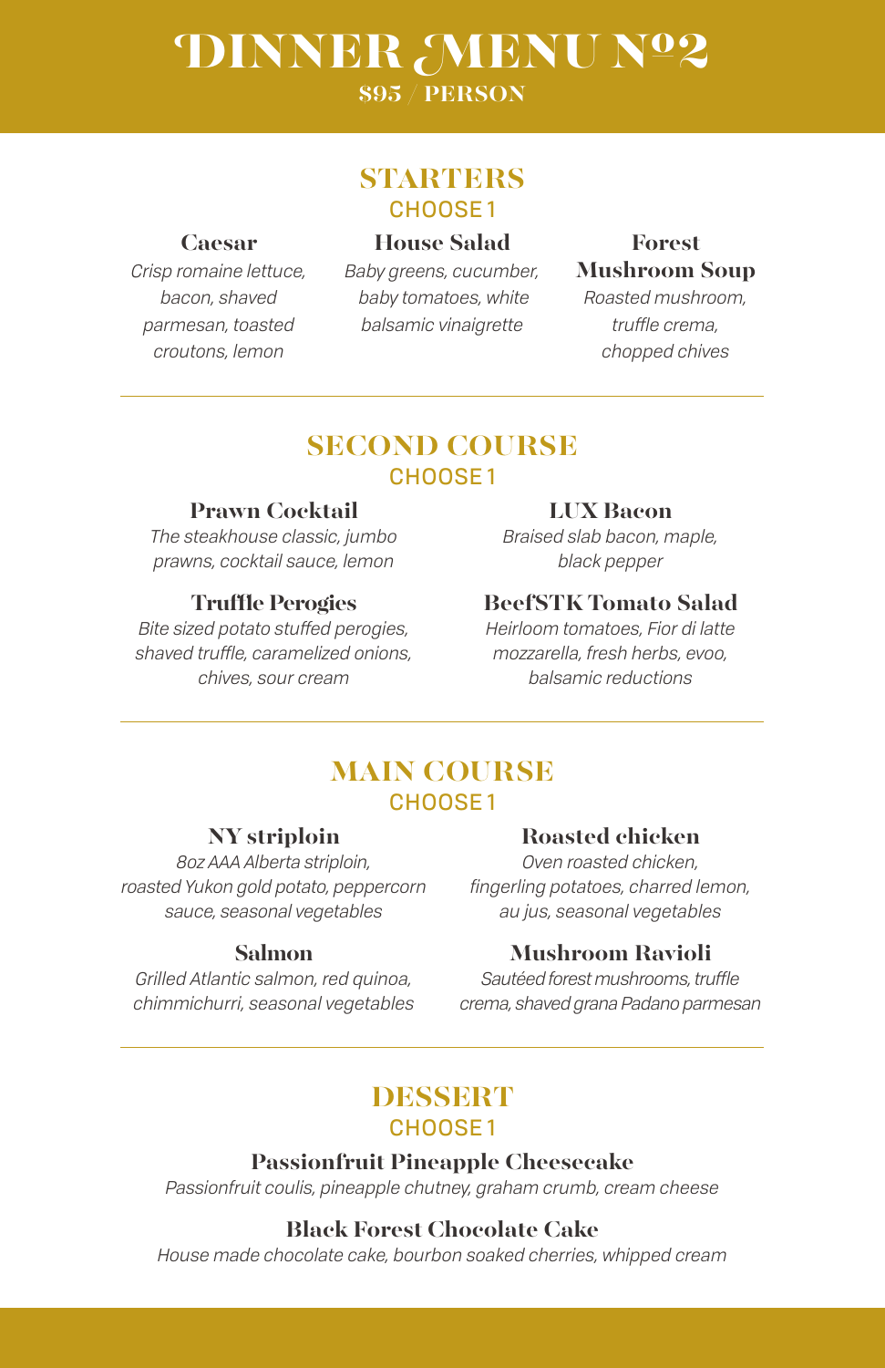# DINNER MENU Nº2

**$95 / PERSON**

## STARTERS

CHOOSE 1

### Caesar

*Crisp romaine lettuce, bacon, shaved parmesan, toasted croutons, lemon*

### House Salad

*Baby greens, cucumber, baby tomatoes, white balsamic vinaigrette*

### Forest Mushroom Soup

*Roasted mushroom, truffle crema, chopped chives*

---

## SECOND COURSE

CHOOSE 1

### Prawn Cocktail

*The steakhouse classic, jumbo prawns, cocktail sauce, lemon*

### Truffle Perogies

*Bite sized potato stuffed perogies, shaved truffle, caramelized onions, chives, sour cream*

### LUX Bacon

*Braised slab bacon, maple, black pepper*

### BeefSTK Tomato Salad

*Heirloom tomatoes, Fior di latte mozzarella, fresh herbs, evoo, balsamic reductions*

---

## MAIN COURSE

CHOOSE 1

### NY striploin

*8oz AAA Alberta striploin, roasted Yukon gold potato, peppercorn sauce, seasonal vegetables*

### Salmon

*Grilled Atlantic salmon, red quinoa, chimmichurri, seasonal vegetables*

### Roasted chicken

*Oven roasted chicken, fingerling potatoes, charred lemon, au jus, seasonal vegetables*

### Mushroom Ravioli

*Sautéed forest mushrooms, truffle crema, shaved grana Padano parmesan*

---

## DESSERT

CHOOSE 1

### Passionfruit Pineapple Cheesecake

*Passionfruit coulis, pineapple chutney, graham crumb, cream cheese*

### Black Forest Chocolate Cake

*House made chocolate cake, bourbon soaked cherries, whipped cream*